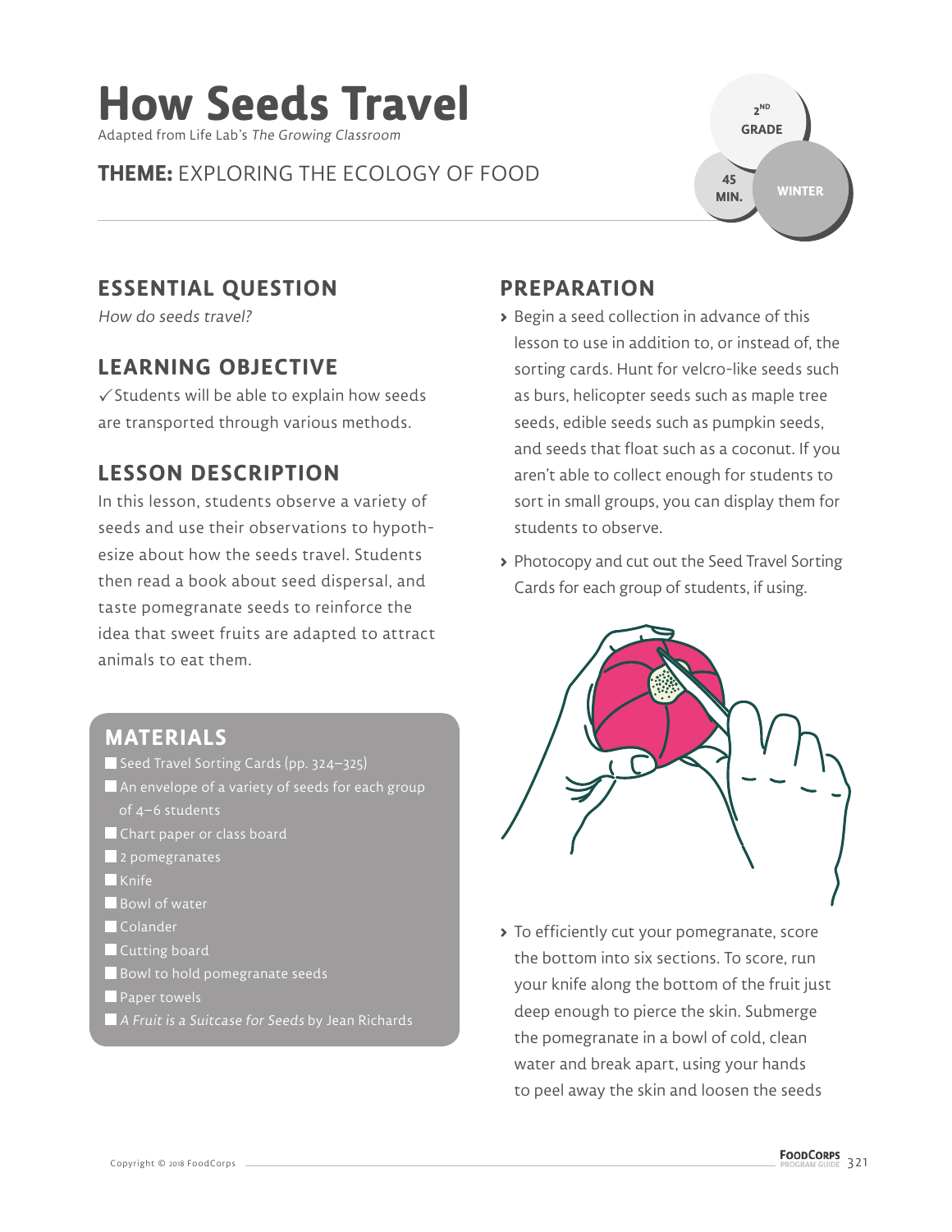# How Seeds Travel

Adapted from Life Lab's *The Growing Classroom*

**THEME:** EXPLORING THE ECOLOGY OF FOOD

2ND GRADE

45 MIN.

WINTER

## ESSENTIAL QUESTION

*How do seeds travel?*

## LEARNING OBJECTIVE

✓ Students will be able to explain how seeds are transported through various methods.

## LESSON DESCRIPTION

In this lesson, students observe a variety of seeds and use their observations to hypothesize about how the seeds travel. Students then read a book about seed dispersal, and taste pomegranate seeds to reinforce the idea that sweet fruits are adapted to attract animals to eat them.

## MATERIALS

- Seed Travel Sorting Cards (pp. 324–325)
- An envelope of a variety of seeds for each group of 4–6 students
- Chart paper or class board
- 2 pomegranates
- Knife
- Bowl of water
- Colander
- Cutting board
- Bowl to hold pomegranate seeds
- Paper towels
- *A Fruit is a Suitcase for Seeds* by Jean Richards

## PREPARATION

- Begin a seed collection in advance of this lesson to use in addition to, or instead of, the sorting cards. Hunt for velcro-like seeds such as burs, helicopter seeds such as maple tree seeds, edible seeds such as pumpkin seeds, and seeds that float such as a coconut. If you aren't able to collect enough for students to sort in small groups, you can display them for students to observe.
- Photocopy and cut out the Seed Travel Sorting Cards for each group of students, if using.
- To efficiently cut your pomegranate, score the bottom into six sections. To score, run your knife along the bottom of the fruit just deep enough to pierce the skin. Submerge the pomegranate in a bowl of cold, clean water and break apart, using your hands to peel away the skin and loosen the seeds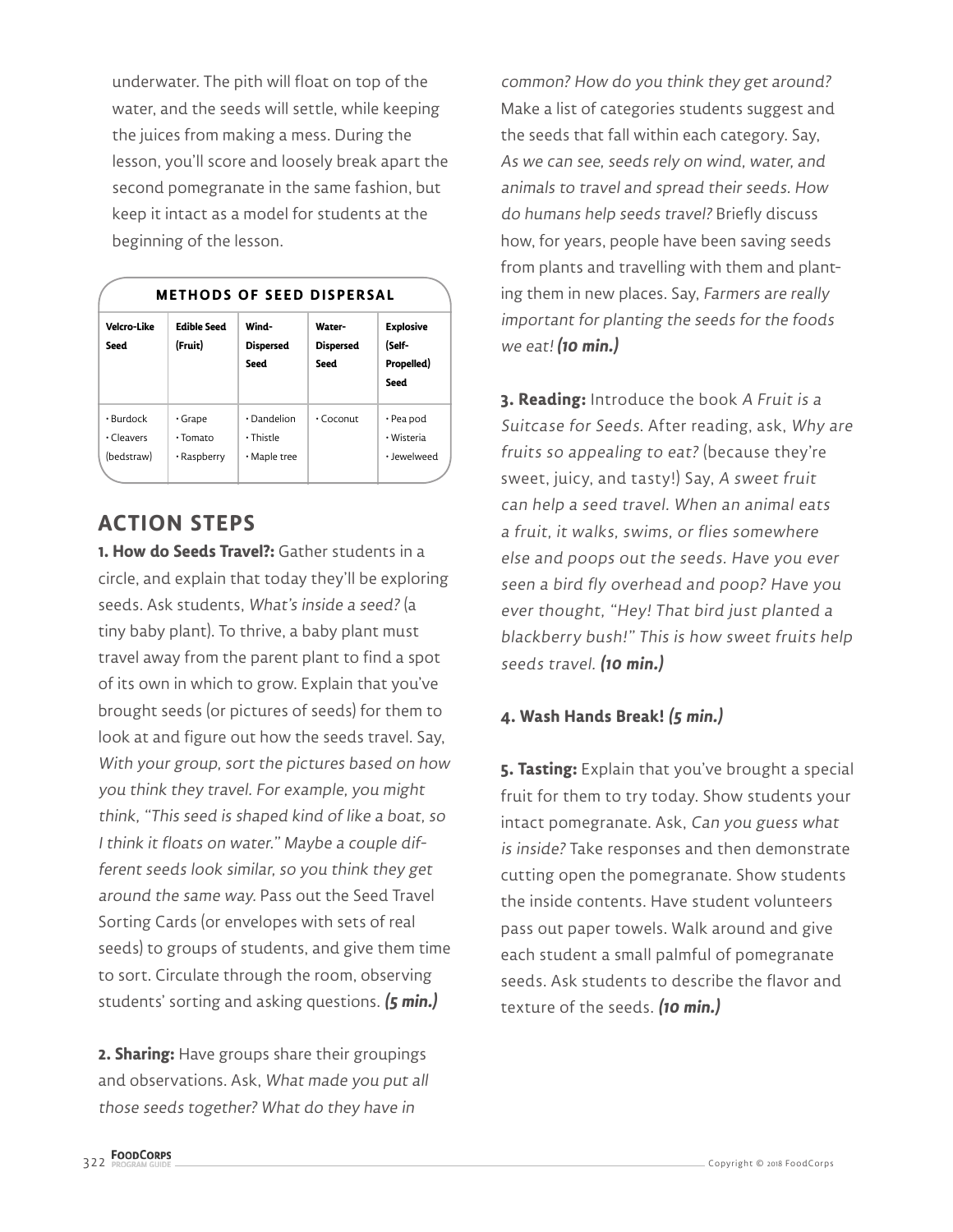underwater. The pith will float on top of the water, and the seeds will settle, while keeping the juices from making a mess. During the lesson, you'll score and loosely break apart the second pomegranate in the same fashion, but keep it intact as a model for students at the beginning of the lesson.

**METHODS OF SEED DISPERSAL**

| Velcro-Like Seed | Edible Seed (Fruit) | Wind-Dispersed Seed | Water-Dispersed Seed | Explosive (Self-Propelled) Seed |
|---|---|---|---|---|
| • Burdock<br>• Cleavers (bedstraw) | • Grape<br>• Tomato<br>• Raspberry | • Dandelion<br>• Thistle<br>• Maple tree | • Coconut | • Pea pod<br>• Wisteria<br>• Jewelweed |

## ACTION STEPS

**1. How do Seeds Travel?:** Gather students in a circle, and explain that today they'll be exploring seeds. Ask students, *What's inside a seed?* (a tiny baby plant). To thrive, a baby plant must travel away from the parent plant to find a spot of its own in which to grow. Explain that you've brought seeds (or pictures of seeds) for them to look at and figure out how the seeds travel. Say, *With your group, sort the pictures based on how you think they travel. For example, you might think, "This seed is shaped kind of like a boat, so I think it floats on water." Maybe a couple different seeds look similar, so you think they get around the same way.* Pass out the Seed Travel Sorting Cards (or envelopes with sets of real seeds) to groups of students, and give them time to sort. Circulate through the room, observing students' sorting and asking questions. ***(5 min.)***

**2. Sharing:** Have groups share their groupings and observations. Ask, *What made you put all those seeds together? What do they have in common? How do you think they get around?* Make a list of categories students suggest and the seeds that fall within each category. Say, *As we can see, seeds rely on wind, water, and animals to travel and spread their seeds. How do humans help seeds travel?* Briefly discuss how, for years, people have been saving seeds from plants and travelling with them and planting them in new places. Say, *Farmers are really important for planting the seeds for the foods we eat!* ***(10 min.)***

**3. Reading:** Introduce the book *A Fruit is a Suitcase for Seeds*. After reading, ask, *Why are fruits so appealing to eat?* (because they're sweet, juicy, and tasty!) Say, *A sweet fruit can help a seed travel. When an animal eats a fruit, it walks, swims, or flies somewhere else and poops out the seeds. Have you ever seen a bird fly overhead and poop? Have you ever thought, "Hey! That bird just planted a blackberry bush!" This is how sweet fruits help seeds travel.* ***(10 min.)***

**4. Wash Hands Break!** ***(5 min.)***

**5. Tasting:** Explain that you've brought a special fruit for them to try today. Show students your intact pomegranate. Ask, *Can you guess what is inside?* Take responses and then demonstrate cutting open the pomegranate. Show students the inside contents. Have student volunteers pass out paper towels. Walk around and give each student a small palmful of pomegranate seeds. Ask students to describe the flavor and texture of the seeds. ***(10 min.)***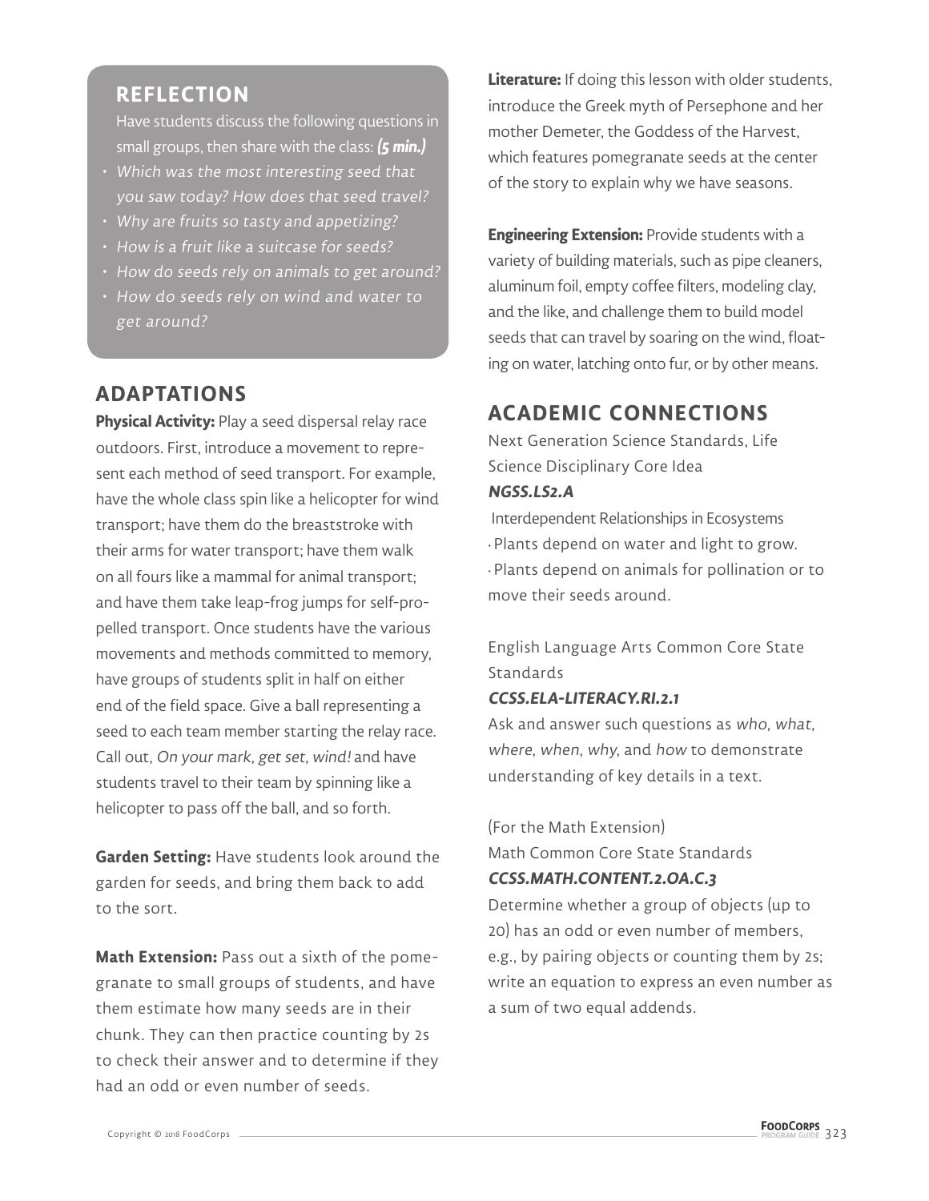## REFLECTION

Have students discuss the following questions in small groups, then share with the class: ***(5 min.)***

- *Which was the most interesting seed that you saw today? How does that seed travel?*
- *Why are fruits so tasty and appetizing?*
- *How is a fruit like a suitcase for seeds?*
- *How do seeds rely on animals to get around?*
- *How do seeds rely on wind and water to get around?*

## ADAPTATIONS

**Physical Activity:** Play a seed dispersal relay race outdoors. First, introduce a movement to represent each method of seed transport. For example, have the whole class spin like a helicopter for wind transport; have them do the breaststroke with their arms for water transport; have them walk on all fours like a mammal for animal transport; and have them take leap-frog jumps for self-propelled transport. Once students have the various movements and methods committed to memory, have groups of students split in half on either end of the field space. Give a ball representing a seed to each team member starting the relay race. Call out, *On your mark, get set, wind!* and have students travel to their team by spinning like a helicopter to pass off the ball, and so forth.

**Garden Setting:** Have students look around the garden for seeds, and bring them back to add to the sort.

**Math Extension:** Pass out a sixth of the pomegranate to small groups of students, and have them estimate how many seeds are in their chunk. They can then practice counting by 2s to check their answer and to determine if they had an odd or even number of seeds.

**Literature:** If doing this lesson with older students, introduce the Greek myth of Persephone and her mother Demeter, the Goddess of the Harvest, which features pomegranate seeds at the center of the story to explain why we have seasons.

**Engineering Extension:** Provide students with a variety of building materials, such as pipe cleaners, aluminum foil, empty coffee filters, modeling clay, and the like, and challenge them to build model seeds that can travel by soaring on the wind, floating on water, latching onto fur, or by other means.

## ACADEMIC CONNECTIONS

Next Generation Science Standards, Life Science Disciplinary Core Idea

***NGSS.LS2.A***

Interdependent Relationships in Ecosystems

- Plants depend on water and light to grow.
- Plants depend on animals for pollination or to move their seeds around.

English Language Arts Common Core State Standards

***CCSS.ELA-LITERACY.RI.2.1***

Ask and answer such questions as *who, what, where, when, why*, and *how* to demonstrate understanding of key details in a text.

(For the Math Extension)

Math Common Core State Standards

***CCSS.MATH.CONTENT.2.OA.C.3***

Determine whether a group of objects (up to 20) has an odd or even number of members, e.g., by pairing objects or counting them by 2s; write an equation to express an even number as a sum of two equal addends.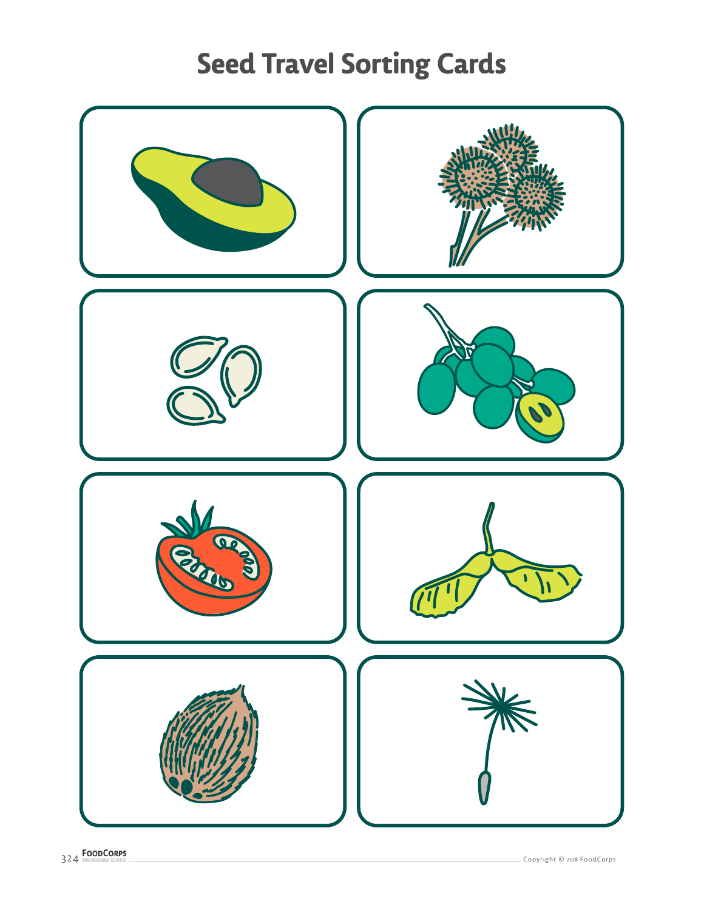# Seed Travel Sorting Cards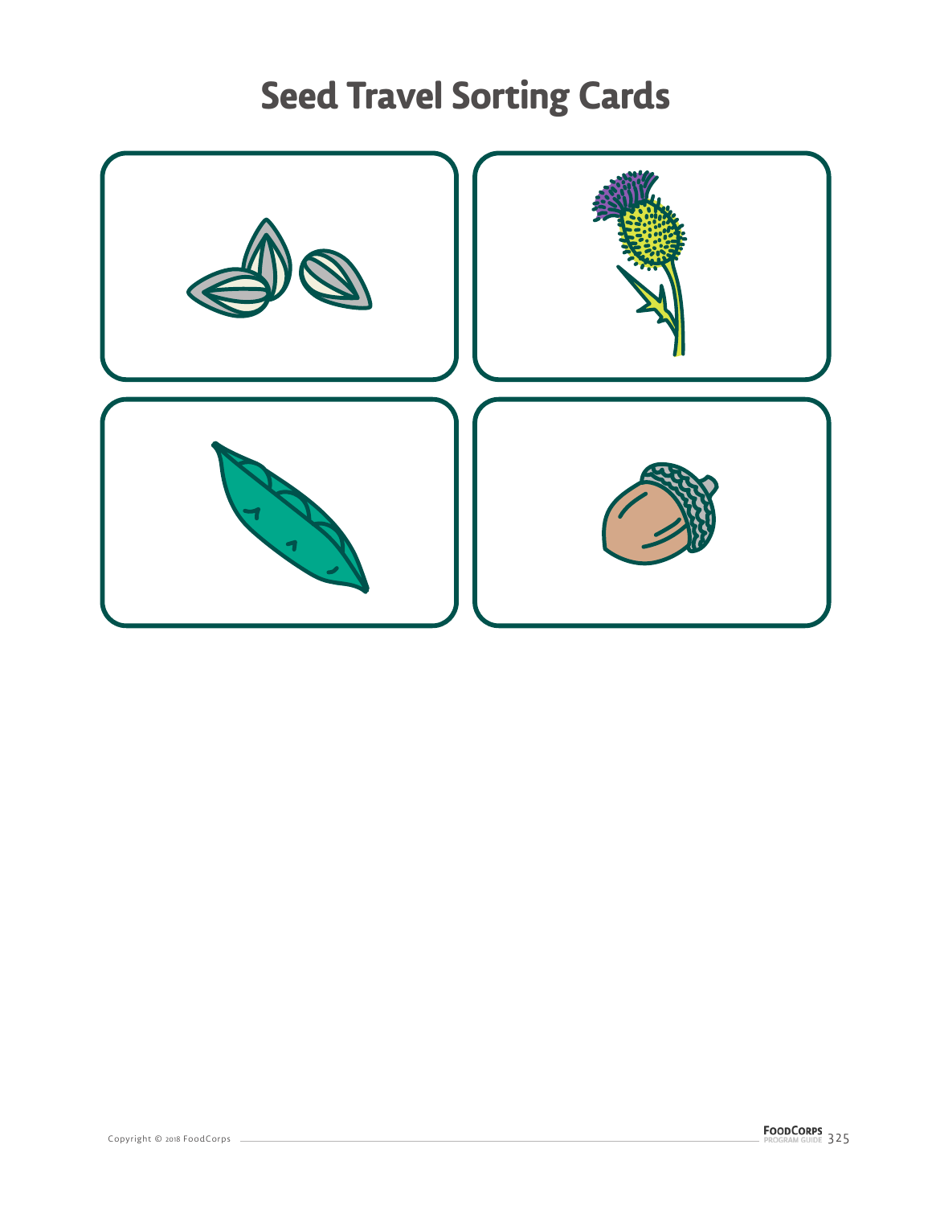# Seed Travel Sorting Cards